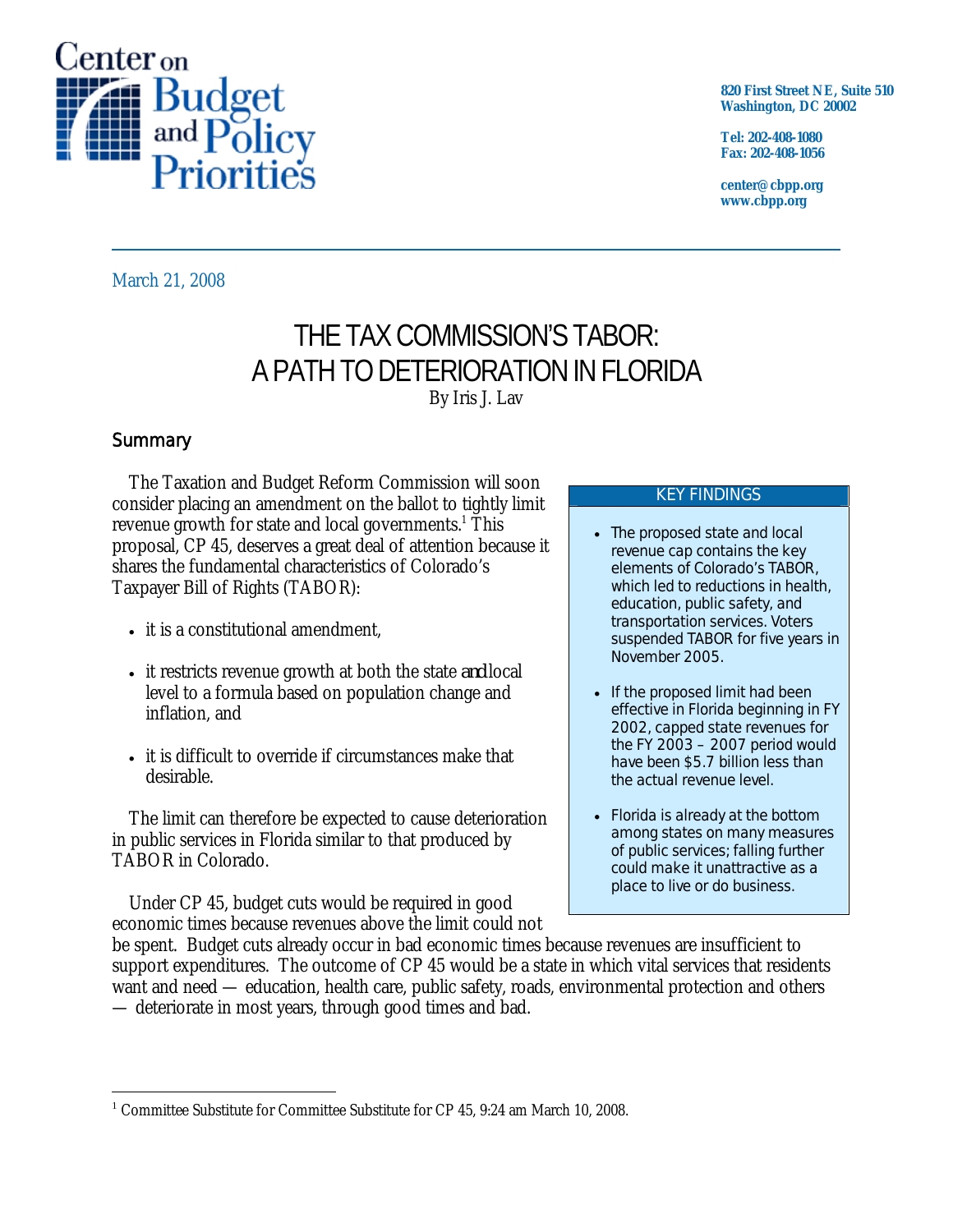Center on Budget and Policy Priorities

820 First Street NE, Suite 510
Washington, DC 20002

Tel: 202-408-1080
Fax: 202-408-1056

center@cbpp.org
www.cbpp.org

March 21, 2008

# THE TAX COMMISSION'S TABOR: A PATH TO DETERIORATION IN FLORIDA

By Iris J. Lav

## Summary

The Taxation and Budget Reform Commission will soon consider placing an amendment on the ballot to tightly limit revenue growth for state and local governments.[1] This proposal, CP 45, deserves a great deal of attention because it shares the fundamental characteristics of Colorado's Taxpayer Bill of Rights (TABOR):

- it is a constitutional amendment,
- it restricts revenue growth at both the state *and* local level to a formula based on population change and inflation, and
- it is difficult to override if circumstances make that desirable.

The limit can therefore be expected to cause deterioration in public services in Florida similar to that produced by TABOR in Colorado.

Under CP 45, budget cuts would be required in good economic times because revenues above the limit could not be spent. Budget cuts already occur in bad economic times because revenues are insufficient to support expenditures. The outcome of CP 45 would be a state in which vital services that residents want and need — education, health care, public safety, roads, environmental protection and others — deteriorate in most years, through good times and bad.

### KEY FINDINGS

- The proposed state and local revenue cap contains the key elements of Colorado's TABOR, which led to reductions in health, education, public safety, and transportation services. Voters suspended TABOR for five years in November 2005.
- If the proposed limit had been effective in Florida beginning in FY 2002, capped state revenues for the FY 2003 – 2007 period would have been $5.7 billion less than the actual revenue level.
- Florida is already at the bottom among states on many measures of public services; falling further could make it unattractive as a place to live or do business.

[1] Committee Substitute for Committee Substitute for CP 45, 9:24 am March 10, 2008.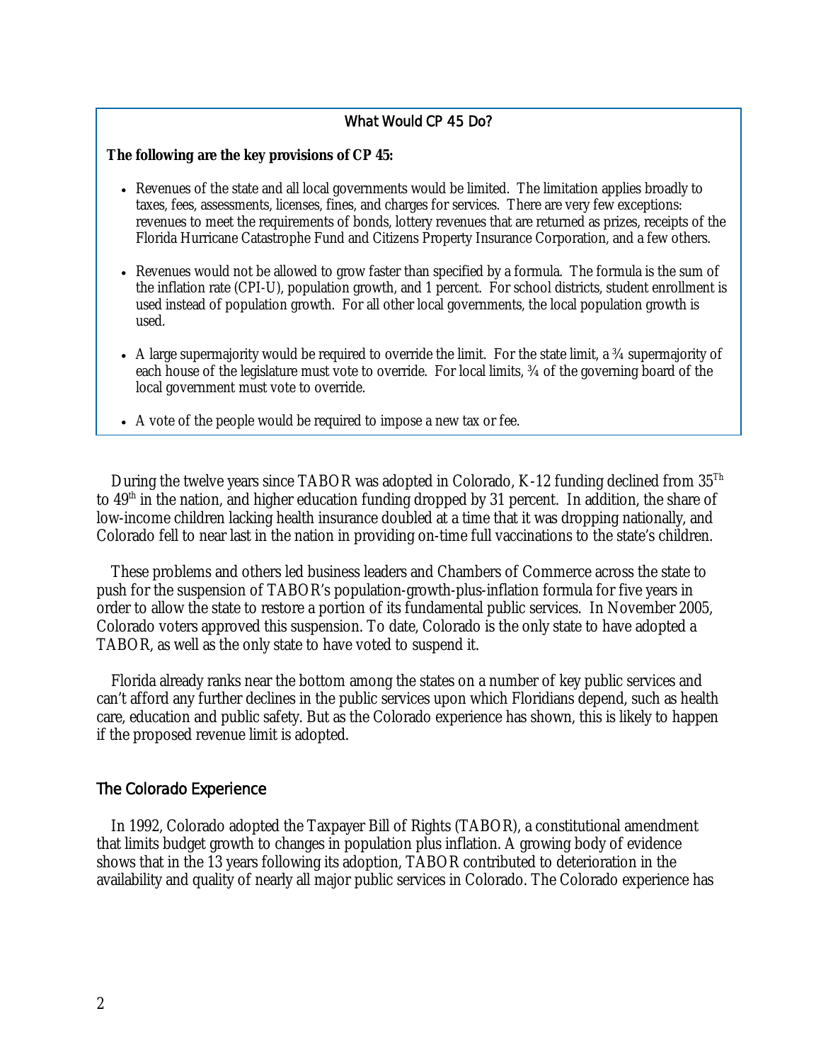### What Would CP 45 Do?

**The following are the key provisions of CP 45:**

- Revenues of the state and all local governments would be limited. The limitation applies broadly to taxes, fees, assessments, licenses, fines, and charges for services. There are very few exceptions: revenues to meet the requirements of bonds, lottery revenues that are returned as prizes, receipts of the Florida Hurricane Catastrophe Fund and Citizens Property Insurance Corporation, and a few others.
- Revenues would not be allowed to grow faster than specified by a formula. The formula is the sum of the inflation rate (CPI-U), population growth, and 1 percent. For school districts, student enrollment is used instead of population growth. For all other local governments, the local population growth is used.
- A large supermajority would be required to override the limit. For the state limit, a ¾ supermajority of each house of the legislature must vote to override. For local limits, ¾ of the governing board of the local government must vote to override.
- A vote of the people would be required to impose a new tax or fee.

During the twelve years since TABOR was adopted in Colorado, K-12 funding declined from 35th to 49th in the nation, and higher education funding dropped by 31 percent. In addition, the share of low-income children lacking health insurance doubled at a time that it was dropping nationally, and Colorado fell to near last in the nation in providing on-time full vaccinations to the state's children.

These problems and others led business leaders and Chambers of Commerce across the state to push for the suspension of TABOR's population-growth-plus-inflation formula for five years in order to allow the state to restore a portion of its fundamental public services. In November 2005, Colorado voters approved this suspension. To date, Colorado is the only state to have adopted a TABOR, as well as the only state to have voted to suspend it.

Florida already ranks near the bottom among the states on a number of key public services and can't afford any further declines in the public services upon which Floridians depend, such as health care, education and public safety. But as the Colorado experience has shown, this is likely to happen if the proposed revenue limit is adopted.

## The Colorado Experience

In 1992, Colorado adopted the Taxpayer Bill of Rights (TABOR), a constitutional amendment that limits budget growth to changes in population plus inflation. A growing body of evidence shows that in the 13 years following its adoption, TABOR contributed to deterioration in the availability and quality of nearly all major public services in Colorado. The Colorado experience has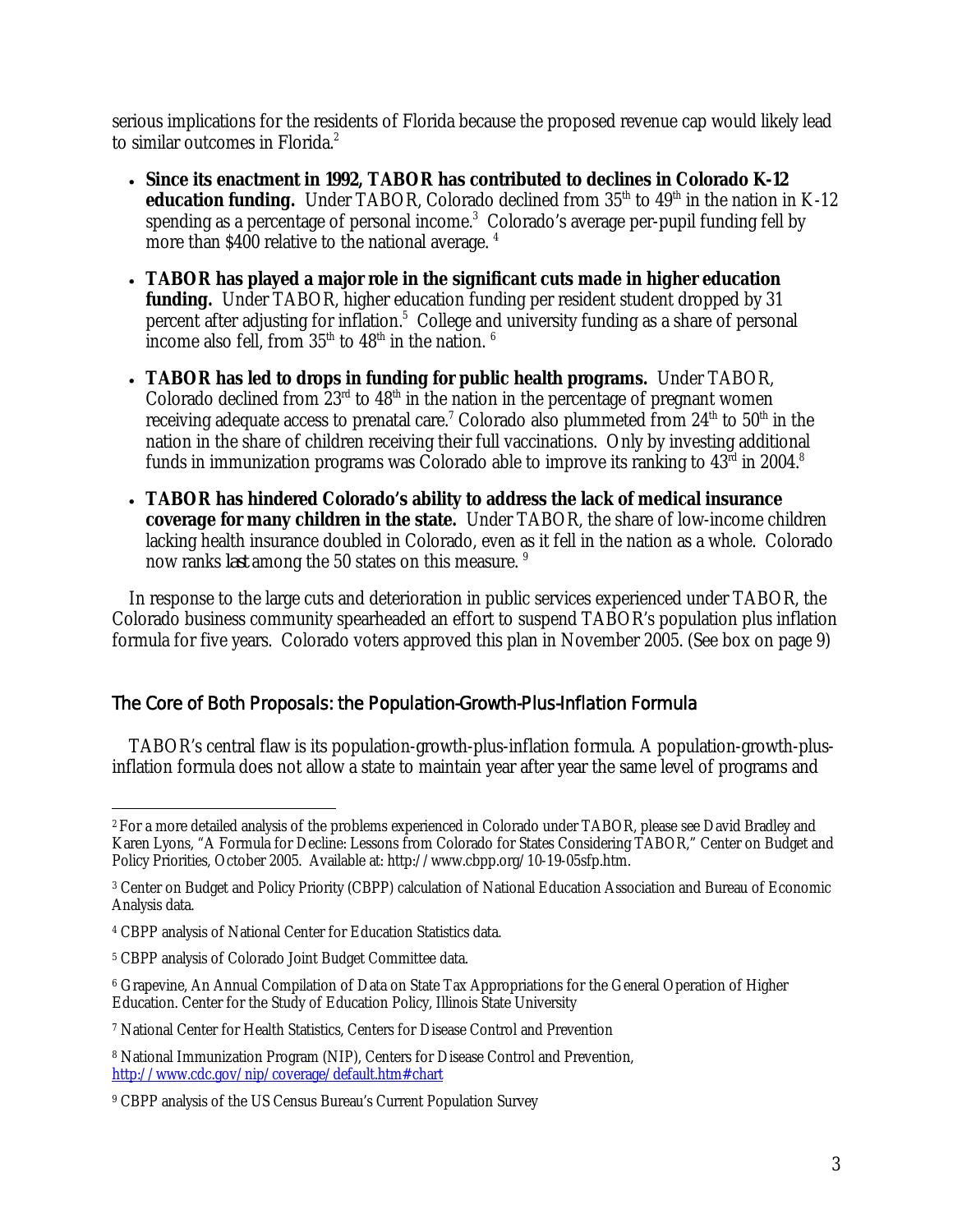serious implications for the residents of Florida because the proposed revenue cap would likely lead to similar outcomes in Florida.[2]

- **Since its enactment in 1992, TABOR has contributed to declines in Colorado K-12 education funding.** Under TABOR, Colorado declined from 35th to 49th in the nation in K-12 spending as a percentage of personal income.[3] Colorado's average per-pupil funding fell by more than $400 relative to the national average. [4]
- **TABOR has played a major role in the significant cuts made in higher education funding.** Under TABOR, higher education funding per resident student dropped by 31 percent after adjusting for inflation.[5] College and university funding as a share of personal income also fell, from 35th to 48th in the nation. [6]
- **TABOR has led to drops in funding for public health programs.** Under TABOR, Colorado declined from 23rd to 48th in the nation in the percentage of pregnant women receiving adequate access to prenatal care.[7] Colorado also plummeted from 24th to 50th in the nation in the share of children receiving their full vaccinations. Only by investing additional funds in immunization programs was Colorado able to improve its ranking to 43rd in 2004.[8]
- **TABOR has hindered Colorado's ability to address the lack of medical insurance coverage for many children in the state.** Under TABOR, the share of low-income children lacking health insurance doubled in Colorado, even as it fell in the nation as a whole. Colorado now ranks *last* among the 50 states on this measure. [9]

In response to the large cuts and deterioration in public services experienced under TABOR, the Colorado business community spearheaded an effort to suspend TABOR's population plus inflation formula for five years. Colorado voters approved this plan in November 2005. (See box on page 9)

## The Core of Both Proposals: the Population-Growth-Plus-Inflation Formula

TABOR's central flaw is its population-growth-plus-inflation formula. A population-growth-plus-inflation formula does not allow a state to maintain year after year the same level of programs and

---

[2] For a more detailed analysis of the problems experienced in Colorado under TABOR, please see David Bradley and Karen Lyons, "A Formula for Decline: Lessons from Colorado for States Considering TABOR," Center on Budget and Policy Priorities, October 2005. Available at: http://www.cbpp.org/10-19-05sfp.htm.

[3] Center on Budget and Policy Priority (CBPP) calculation of National Education Association and Bureau of Economic Analysis data.

[4] CBPP analysis of National Center for Education Statistics data.

[5] CBPP analysis of Colorado Joint Budget Committee data.

[6] Grapevine, An Annual Compilation of Data on State Tax Appropriations for the General Operation of Higher Education. Center for the Study of Education Policy, Illinois State University

[7] National Center for Health Statistics, Centers for Disease Control and Prevention

[8] National Immunization Program (NIP), Centers for Disease Control and Prevention, http://www.cdc.gov/nip/coverage/default.htm#chart

[9] CBPP analysis of the US Census Bureau's Current Population Survey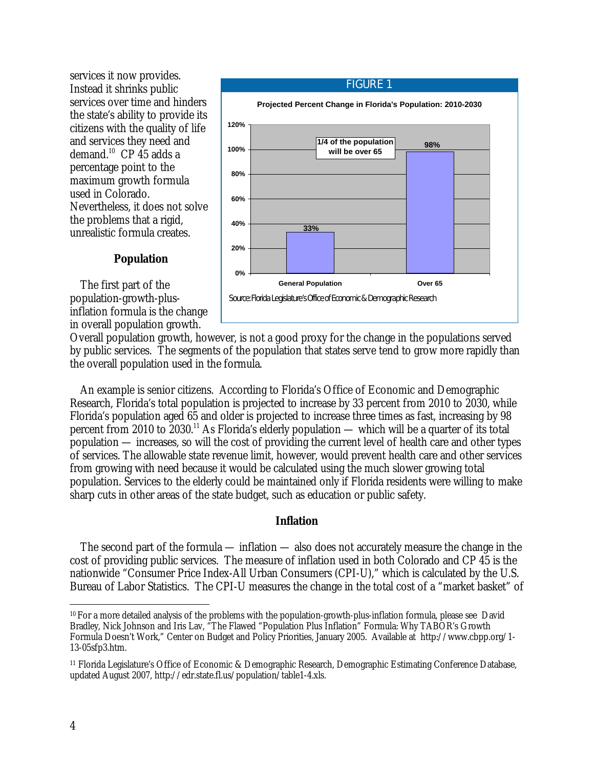services it now provides. Instead it shrinks public services over time and hinders the state's ability to provide its citizens with the quality of life and services they need and demand.[10] CP 45 adds a percentage point to the maximum growth formula used in Colorado. Nevertheless, it does not solve the problems that a rigid, unrealistic formula creates.

FIGURE 1

**Projected Percent Change in Florida's Population: 2010-2030**

| | General Population | Over 65 |
|---|---|---|
| Projected percent change | 33% | 98% |

1/4 of the population will be over 65

Source: Florida Legislature's Office of Economic & Demographic Research

### Population

The first part of the population-growth-plus-inflation formula is the change in overall population growth. Overall population growth, however, is not a good proxy for the change in the populations served by public services. The segments of the population that states serve tend to grow more rapidly than the overall population used in the formula.

An example is senior citizens. According to Florida's Office of Economic and Demographic Research, Florida's total population is projected to increase by 33 percent from 2010 to 2030, while Florida's population aged 65 and older is projected to increase three times as fast, increasing by 98 percent from 2010 to 2030.[11] As Florida's elderly population — which will be a quarter of its total population — increases, so will the cost of providing the current level of health care and other types of services. The allowable state revenue limit, however, would prevent health care and other services from growing with need because it would be calculated using the much slower growing total population. Services to the elderly could be maintained only if Florida residents were willing to make sharp cuts in other areas of the state budget, such as education or public safety.

### Inflation

The second part of the formula — inflation — also does not accurately measure the change in the cost of providing public services. The measure of inflation used in both Colorado and CP 45 is the nationwide "Consumer Price Index-All Urban Consumers (CPI-U)," which is calculated by the U.S. Bureau of Labor Statistics. The CPI-U measures the change in the total cost of a "market basket" of

---

[10] For a more detailed analysis of the problems with the population-growth-plus-inflation formula, please see David Bradley, Nick Johnson and Iris Lav, "The Flawed "Population Plus Inflation" Formula: Why TABOR's Growth Formula Doesn't Work," Center on Budget and Policy Priorities, January 2005. Available at http://www.cbpp.org/1-13-05sfp3.htm.

[11] Florida Legislature's Office of Economic & Demographic Research, Demographic Estimating Conference Database, updated August 2007, http://edr.state.fl.us/population/table1-4.xls.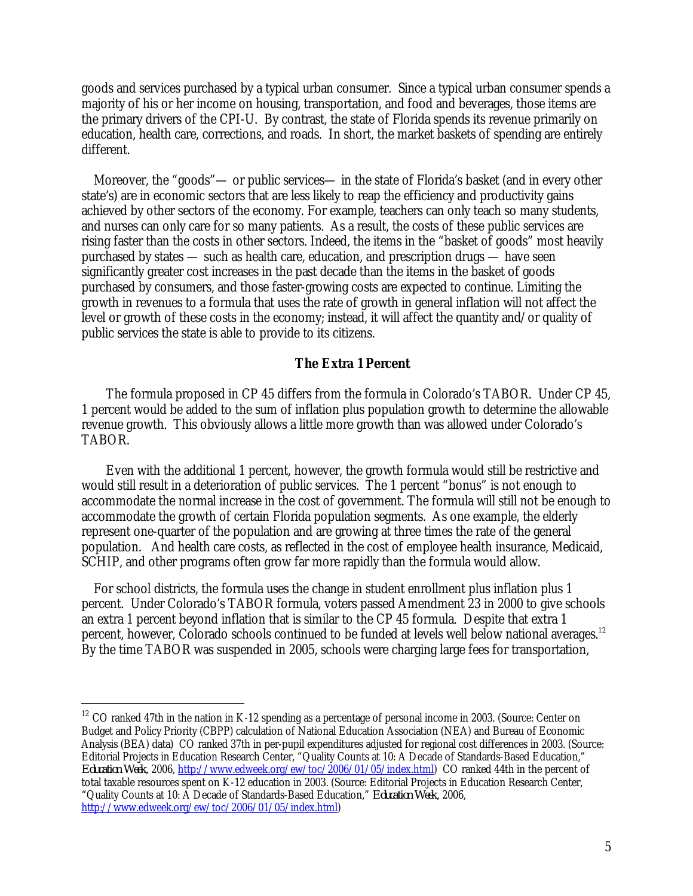goods and services purchased by a typical urban consumer. Since a typical urban consumer spends a majority of his or her income on housing, transportation, and food and beverages, those items are the primary drivers of the CPI-U. By contrast, the state of Florida spends its revenue primarily on education, health care, corrections, and roads. In short, the market baskets of spending are entirely different.

Moreover, the "goods"— or public services— in the state of Florida's basket (and in every other state's) are in economic sectors that are less likely to reap the efficiency and productivity gains achieved by other sectors of the economy. For example, teachers can only teach so many students, and nurses can only care for so many patients. As a result, the costs of these public services are rising faster than the costs in other sectors. Indeed, the items in the "basket of goods" most heavily purchased by states — such as health care, education, and prescription drugs — have seen significantly greater cost increases in the past decade than the items in the basket of goods purchased by consumers, and those faster-growing costs are expected to continue. Limiting the growth in revenues to a formula that uses the rate of growth in general inflation will not affect the level or growth of these costs in the economy; instead, it will affect the quantity and/or quality of public services the state is able to provide to its citizens.

**The Extra 1 Percent**

The formula proposed in CP 45 differs from the formula in Colorado's TABOR. Under CP 45, 1 percent would be added to the sum of inflation plus population growth to determine the allowable revenue growth. This obviously allows a little more growth than was allowed under Colorado's TABOR.

Even with the additional 1 percent, however, the growth formula would still be restrictive and would still result in a deterioration of public services. The 1 percent "bonus" is not enough to accommodate the normal increase in the cost of government. The formula will still not be enough to accommodate the growth of certain Florida population segments. As one example, the elderly represent one-quarter of the population and are growing at three times the rate of the general population. And health care costs, as reflected in the cost of employee health insurance, Medicaid, SCHIP, and other programs often grow far more rapidly than the formula would allow.

For school districts, the formula uses the change in student enrollment plus inflation plus 1 percent. Under Colorado's TABOR formula, voters passed Amendment 23 in 2000 to give schools an extra 1 percent beyond inflation that is similar to the CP 45 formula. Despite that extra 1 percent, however, Colorado schools continued to be funded at levels well below national averages.[12] By the time TABOR was suspended in 2005, schools were charging large fees for transportation,

---

[12] CO ranked 47th in the nation in K-12 spending as a percentage of personal income in 2003. (Source: Center on Budget and Policy Priority (CBPP) calculation of National Education Association (NEA) and Bureau of Economic Analysis (BEA) data) CO ranked 37th in per-pupil expenditures adjusted for regional cost differences in 2003. (Source: Editorial Projects in Education Research Center, "Quality Counts at 10: A Decade of Standards-Based Education," *Education Week*, 2006, http://www.edweek.org/ew/toc/2006/01/05/index.html) CO ranked 44th in the percent of total taxable resources spent on K-12 education in 2003. (Source: Editorial Projects in Education Research Center, "Quality Counts at 10: A Decade of Standards-Based Education," *Education Week*, 2006, http://www.edweek.org/ew/toc/2006/01/05/index.html)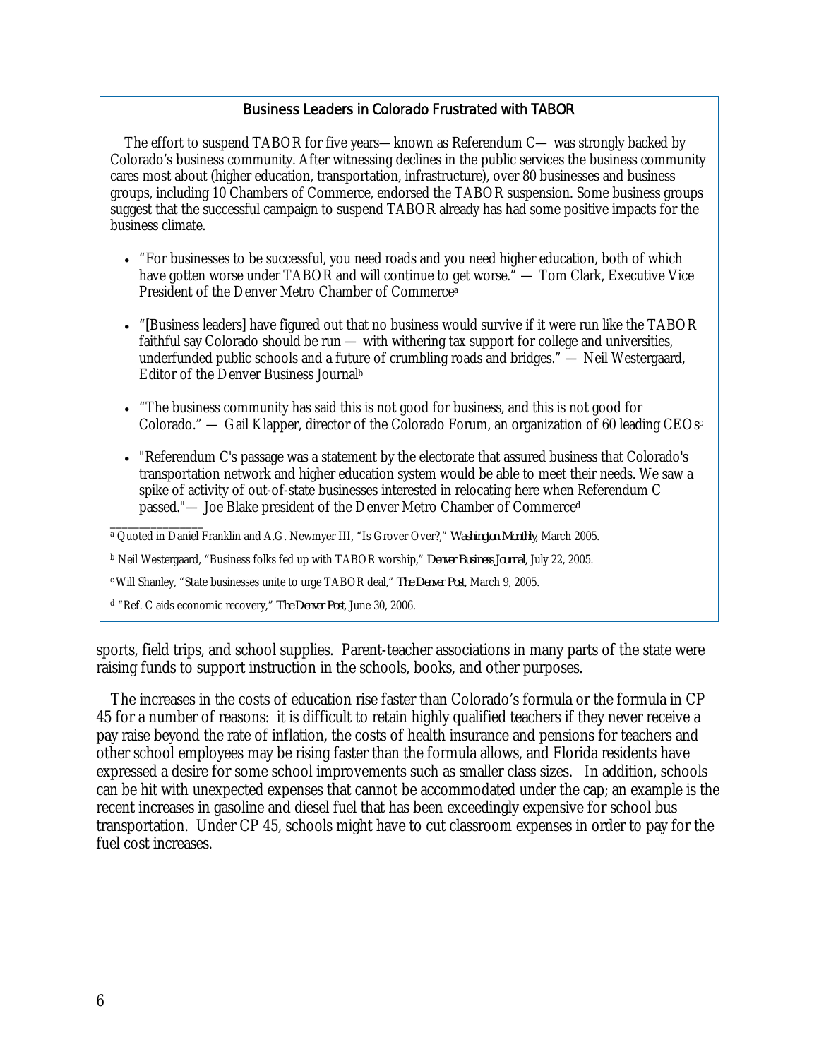### Business Leaders in Colorado Frustrated with TABOR

The effort to suspend TABOR for five years—known as Referendum C— was strongly backed by Colorado's business community. After witnessing declines in the public services the business community cares most about (higher education, transportation, infrastructure), over 80 businesses and business groups, including 10 Chambers of Commerce, endorsed the TABOR suspension. Some business groups suggest that the successful campaign to suspend TABOR already has had some positive impacts for the business climate.

- "For businesses to be successful, you need roads and you need higher education, both of which have gotten worse under TABOR and will continue to get worse." — Tom Clark, Executive Vice President of the Denver Metro Chamber of Commerce[a]
- "[Business leaders] have figured out that no business would survive if it were run like the TABOR faithful say Colorado should be run — with withering tax support for college and universities, underfunded public schools and a future of crumbling roads and bridges." — Neil Westergaard, Editor of the Denver Business Journal[b]
- "The business community has said this is not good for business, and this is not good for Colorado." — Gail Klapper, director of the Colorado Forum, an organization of 60 leading CEOs[c]
- "Referendum C's passage was a statement by the electorate that assured business that Colorado's transportation network and higher education system would be able to meet their needs. We saw a spike of activity of out-of-state businesses interested in relocating here when Referendum C passed."— Joe Blake president of the Denver Metro Chamber of Commerce[d]

---

[a] Quoted in Daniel Franklin and A.G. Newmyer III, "Is Grover Over?," *Washington Monthly*, March 2005.

[b] Neil Westergaard, "Business folks fed up with TABOR worship," *Denver Business Journal*, July 22, 2005.

[c] Will Shanley, "State businesses unite to urge TABOR deal," *The Denver Post*, March 9, 2005.

[d] "Ref. C aids economic recovery," *The Denver Post*, June 30, 2006.

sports, field trips, and school supplies. Parent-teacher associations in many parts of the state were raising funds to support instruction in the schools, books, and other purposes.

The increases in the costs of education rise faster than Colorado's formula or the formula in CP 45 for a number of reasons: it is difficult to retain highly qualified teachers if they never receive a pay raise beyond the rate of inflation, the costs of health insurance and pensions for teachers and other school employees may be rising faster than the formula allows, and Florida residents have expressed a desire for some school improvements such as smaller class sizes. In addition, schools can be hit with unexpected expenses that cannot be accommodated under the cap; an example is the recent increases in gasoline and diesel fuel that has been exceedingly expensive for school bus transportation. Under CP 45, schools might have to cut classroom expenses in order to pay for the fuel cost increases.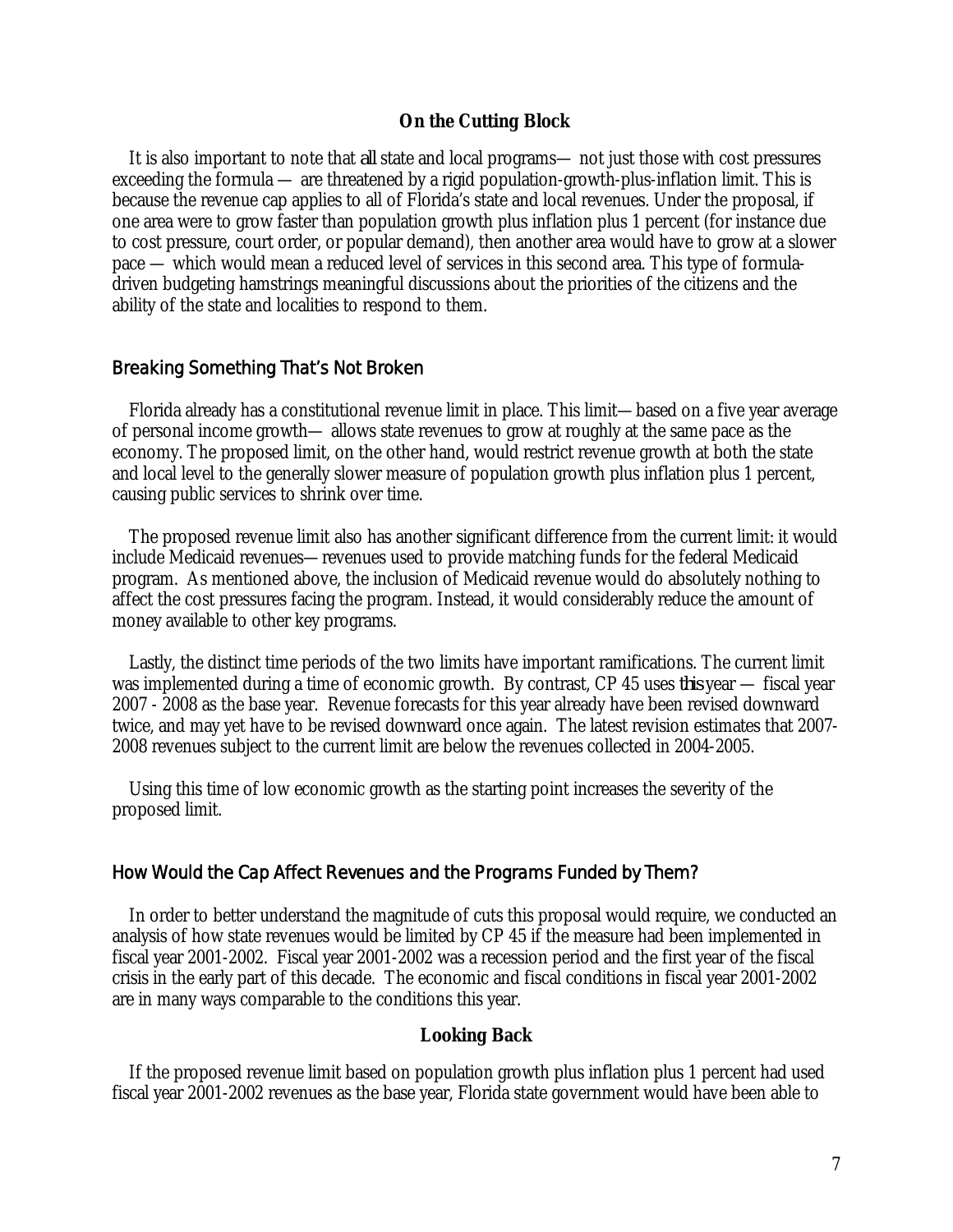### On the Cutting Block

It is also important to note that *all* state and local programs— not just those with cost pressures exceeding the formula — are threatened by a rigid population-growth-plus-inflation limit. This is because the revenue cap applies to all of Florida's state and local revenues. Under the proposal, if one area were to grow faster than population growth plus inflation plus 1 percent (for instance due to cost pressure, court order, or popular demand), then another area would have to grow at a slower pace — which would mean a reduced level of services in this second area. This type of formula-driven budgeting hamstrings meaningful discussions about the priorities of the citizens and the ability of the state and localities to respond to them.

## Breaking Something That's Not Broken

Florida already has a constitutional revenue limit in place. This limit— based on a five year average of personal income growth— allows state revenues to grow at roughly at the same pace as the economy. The proposed limit, on the other hand, would restrict revenue growth at both the state and local level to the generally slower measure of population growth plus inflation plus 1 percent, causing public services to shrink over time.

The proposed revenue limit also has another significant difference from the current limit: it would include Medicaid revenues— revenues used to provide matching funds for the federal Medicaid program. As mentioned above, the inclusion of Medicaid revenue would do absolutely nothing to affect the cost pressures facing the program. Instead, it would considerably reduce the amount of money available to other key programs.

Lastly, the distinct time periods of the two limits have important ramifications. The current limit was implemented during a time of economic growth. By contrast, CP 45 uses *this* year — fiscal year 2007 - 2008 as the base year. Revenue forecasts for this year already have been revised downward twice, and may yet have to be revised downward once again. The latest revision estimates that 2007-2008 revenues subject to the current limit are below the revenues collected in 2004-2005.

Using this time of low economic growth as the starting point increases the severity of the proposed limit.

## How Would the Cap Affect Revenues and the Programs Funded by Them?

In order to better understand the magnitude of cuts this proposal would require, we conducted an analysis of how state revenues would be limited by CP 45 if the measure had been implemented in fiscal year 2001-2002. Fiscal year 2001-2002 was a recession period and the first year of the fiscal crisis in the early part of this decade. The economic and fiscal conditions in fiscal year 2001-2002 are in many ways comparable to the conditions this year.

### Looking Back

If the proposed revenue limit based on population growth plus inflation plus 1 percent had used fiscal year 2001-2002 revenues as the base year, Florida state government would have been able to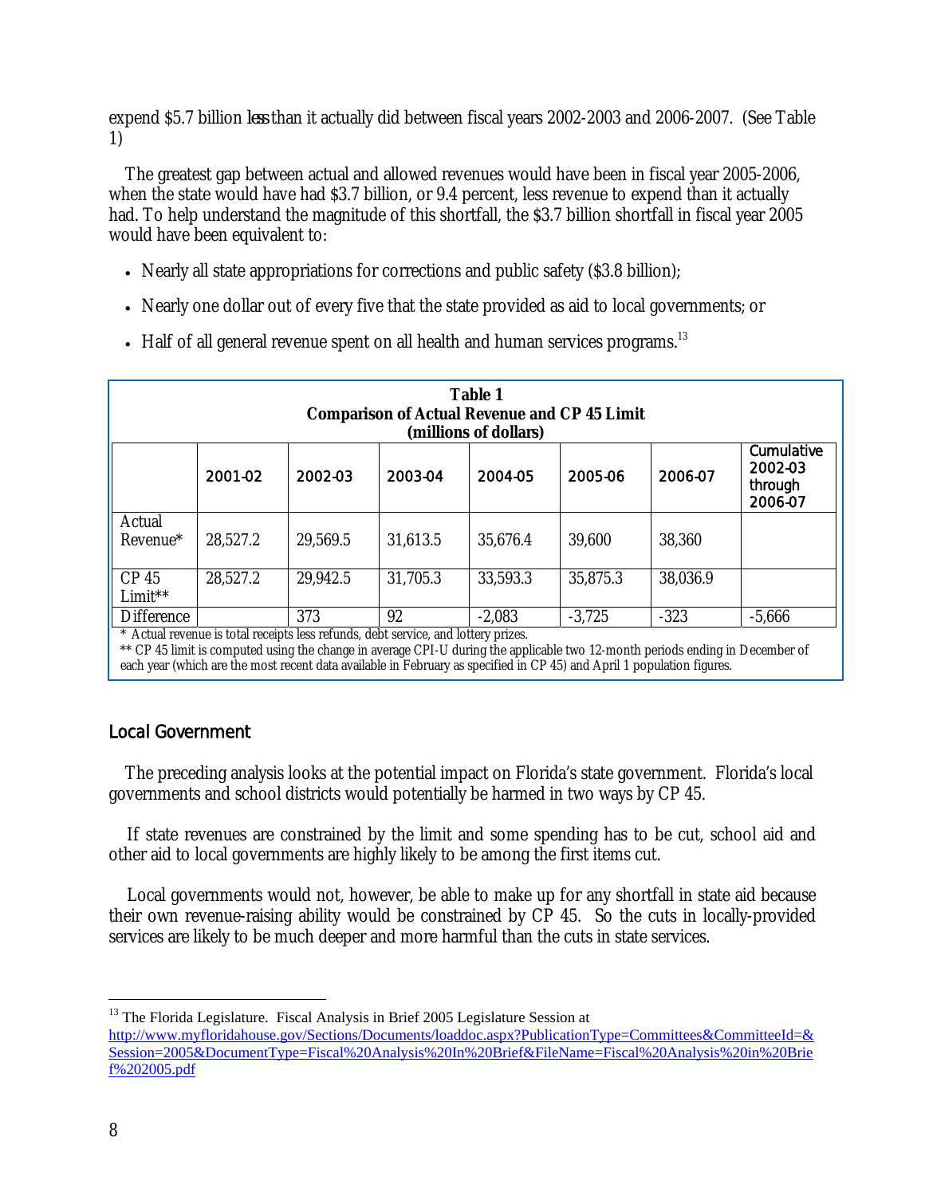expend $5.7 billion **less** than it actually did between fiscal years 2002-2003 and 2006-2007. (See Table 1)

The greatest gap between actual and allowed revenues would have been in fiscal year 2005-2006, when the state would have had $3.7 billion, or 9.4 percent, less revenue to expend than it actually had. To help understand the magnitude of this shortfall, the $3.7 billion shortfall in fiscal year 2005 would have been equivalent to:

- Nearly all state appropriations for corrections and public safety ($3.8 billion);
- Nearly one dollar out of every five that the state provided as aid to local governments; or
- Half of all general revenue spent on all health and human services programs.[13]

**Table 1**
**Comparison of Actual Revenue and CP 45 Limit**
**(millions of dollars)**

| | 2001-02 | 2002-03 | 2003-04 | 2004-05 | 2005-06 | 2006-07 | Cumulative 2002-03 through 2006-07 |
|---|---|---|---|---|---|---|---|
| Actual Revenue* | 28,527.2 | 29,569.5 | 31,613.5 | 35,676.4 | 39,600 | 38,360 | |
| CP 45 Limit** | 28,527.2 | 29,942.5 | 31,705.3 | 33,593.3 | 35,875.3 | 38,036.9 | |
| Difference | | 373 | 92 | -2,083 | -3,725 | -323 | -5,666 |

\* Actual revenue is total receipts less refunds, debt service, and lottery prizes.
** CP 45 limit is computed using the change in average CPI-U during the applicable two 12-month periods ending in December of each year (which are the most recent data available in February as specified in CP 45) and April 1 population figures.

## Local Government

The preceding analysis looks at the potential impact on Florida's state government. Florida's local governments and school districts would potentially be harmed in two ways by CP 45.

If state revenues are constrained by the limit and some spending has to be cut, school aid and other aid to local governments are highly likely to be among the first items cut.

Local governments would not, however, be able to make up for any shortfall in state aid because their own revenue-raising ability would be constrained by CP 45. So the cuts in locally-provided services are likely to be much deeper and more harmful than the cuts in state services.

---

[13] The Florida Legislature. Fiscal Analysis in Brief 2005 Legislature Session at http://www.myfloridahouse.gov/Sections/Documents/loaddoc.aspx?PublicationType=Committees&CommitteeId=&Session=2005&DocumentType=Fiscal%20Analysis%20In%20Brief&FileName=Fiscal%20Analysis%20in%20Brief%202005.pdf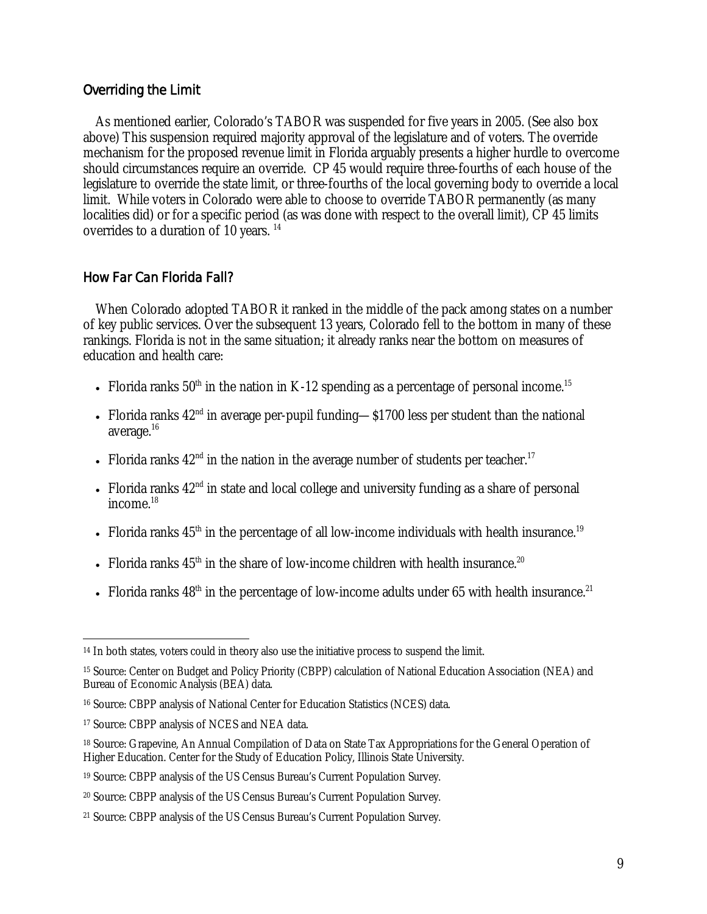## Overriding the Limit

As mentioned earlier, Colorado's TABOR was suspended for five years in 2005. (See also box above) This suspension required majority approval of the legislature and of voters. The override mechanism for the proposed revenue limit in Florida arguably presents a higher hurdle to overcome should circumstances require an override. CP 45 would require three-fourths of each house of the legislature to override the state limit, or three-fourths of the local governing body to override a local limit. While voters in Colorado were able to choose to override TABOR permanently (as many localities did) or for a specific period (as was done with respect to the overall limit), CP 45 limits overrides to a duration of 10 years. [14]

## How Far Can Florida Fall?

When Colorado adopted TABOR it ranked in the middle of the pack among states on a number of key public services. Over the subsequent 13 years, Colorado fell to the bottom in many of these rankings. Florida is not in the same situation; it already ranks near the bottom on measures of education and health care:

- Florida ranks 50th in the nation in K-12 spending as a percentage of personal income.[15]
- Florida ranks 42nd in average per-pupil funding— $1700 less per student than the national average.[16]
- Florida ranks 42nd in the nation in the average number of students per teacher.[17]
- Florida ranks 42nd in state and local college and university funding as a share of personal income.[18]
- Florida ranks 45th in the percentage of all low-income individuals with health insurance.[19]
- Florida ranks 45th in the share of low-income children with health insurance.[20]
- Florida ranks 48th in the percentage of low-income adults under 65 with health insurance.[21]

---

[14] In both states, voters could in theory also use the initiative process to suspend the limit.

[15] Source: Center on Budget and Policy Priority (CBPP) calculation of National Education Association (NEA) and Bureau of Economic Analysis (BEA) data.

[16] Source: CBPP analysis of National Center for Education Statistics (NCES) data.

[17] Source: CBPP analysis of NCES and NEA data.

[18] Source: Grapevine, An Annual Compilation of Data on State Tax Appropriations for the General Operation of Higher Education. Center for the Study of Education Policy, Illinois State University.

[19] Source: CBPP analysis of the US Census Bureau's Current Population Survey.

[20] Source: CBPP analysis of the US Census Bureau's Current Population Survey.

[21] Source: CBPP analysis of the US Census Bureau's Current Population Survey.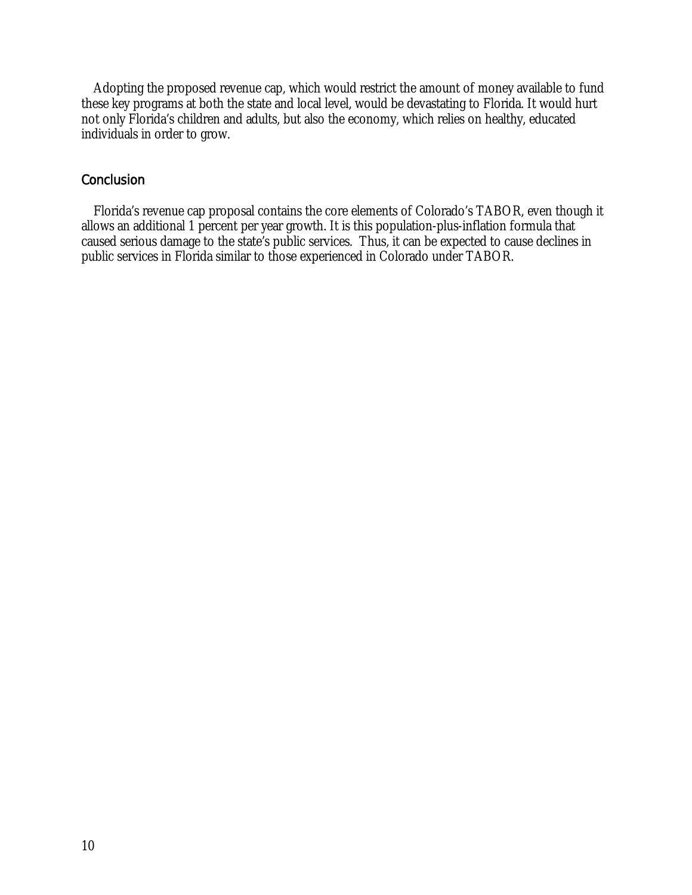Adopting the proposed revenue cap, which would restrict the amount of money available to fund these key programs at both the state and local level, would be devastating to Florida. It would hurt not only Florida's children and adults, but also the economy, which relies on healthy, educated individuals in order to grow.

## Conclusion

Florida's revenue cap proposal contains the core elements of Colorado's TABOR, even though it allows an additional 1 percent per year growth. It is this population-plus-inflation formula that caused serious damage to the state's public services. Thus, it can be expected to cause declines in public services in Florida similar to those experienced in Colorado under TABOR.